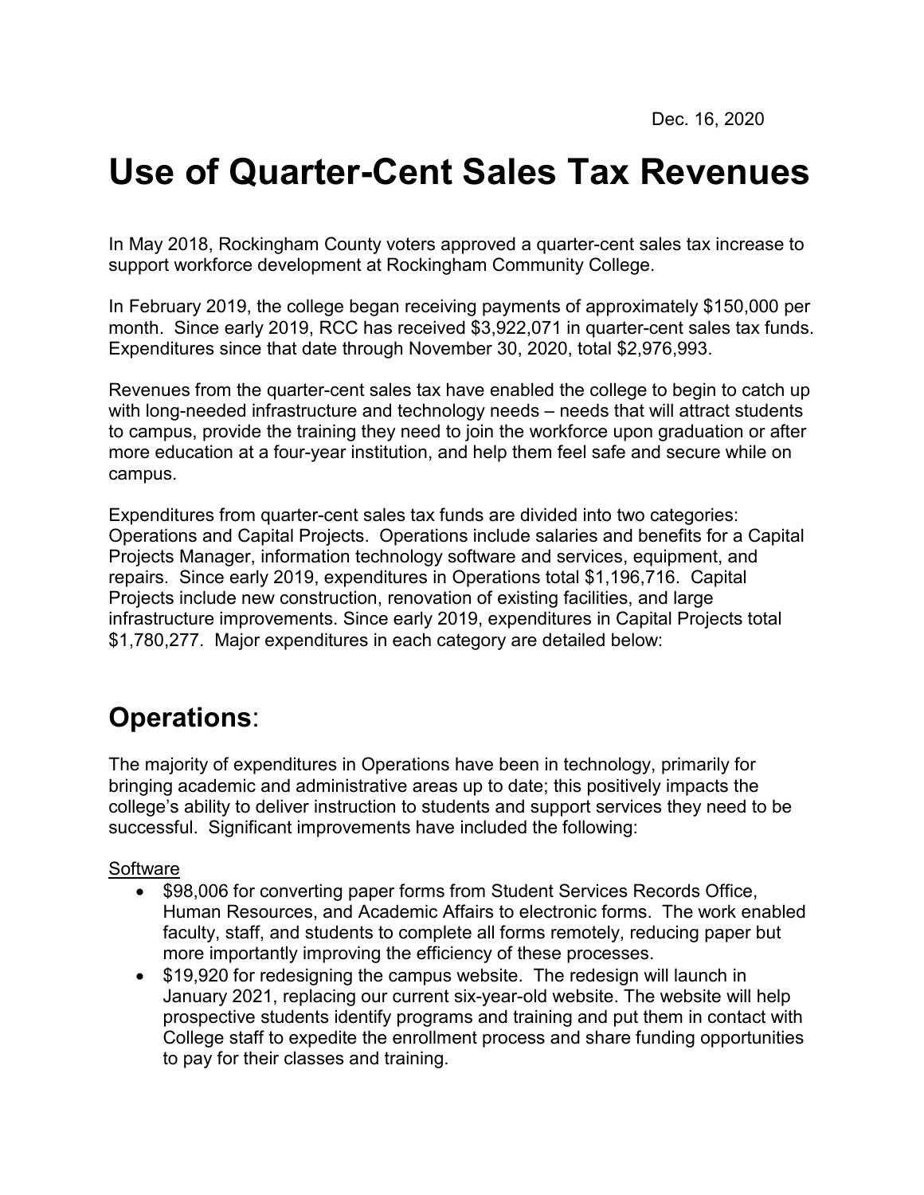Dec. 16, 2020

# Use of Quarter-Cent Sales Tax Revenues

In May 2018, Rockingham County voters approved a quarter-cent sales tax increase to support workforce development at Rockingham Community College.

In February 2019, the college began receiving payments of approximately $150,000 per month. Since early 2019, RCC has received $3,922,071 in quarter-cent sales tax funds. Expenditures since that date through November 30, 2020, total $2,976,993.

Revenues from the quarter-cent sales tax have enabled the college to begin to catch up with long-needed infrastructure and technology needs – needs that will attract students to campus, provide the training they need to join the workforce upon graduation or after more education at a four-year institution, and help them feel safe and secure while on campus.

Expenditures from quarter-cent sales tax funds are divided into two categories: Operations and Capital Projects. Operations include salaries and benefits for a Capital Projects Manager, information technology software and services, equipment, and repairs. Since early 2019, expenditures in Operations total $1,196,716. Capital Projects include new construction, renovation of existing facilities, and large infrastructure improvements. Since early 2019, expenditures in Capital Projects total $1,780,277. Major expenditures in each category are detailed below:

## **Operations**:

The majority of expenditures in Operations have been in technology, primarily for bringing academic and administrative areas up to date; this positively impacts the college's ability to deliver instruction to students and support services they need to be successful. Significant improvements have included the following:

<u>Software</u>

- $98,006 for converting paper forms from Student Services Records Office, Human Resources, and Academic Affairs to electronic forms. The work enabled faculty, staff, and students to complete all forms remotely, reducing paper but more importantly improving the efficiency of these processes.
- $19,920 for redesigning the campus website. The redesign will launch in January 2021, replacing our current six-year-old website. The website will help prospective students identify programs and training and put them in contact with College staff to expedite the enrollment process and share funding opportunities to pay for their classes and training.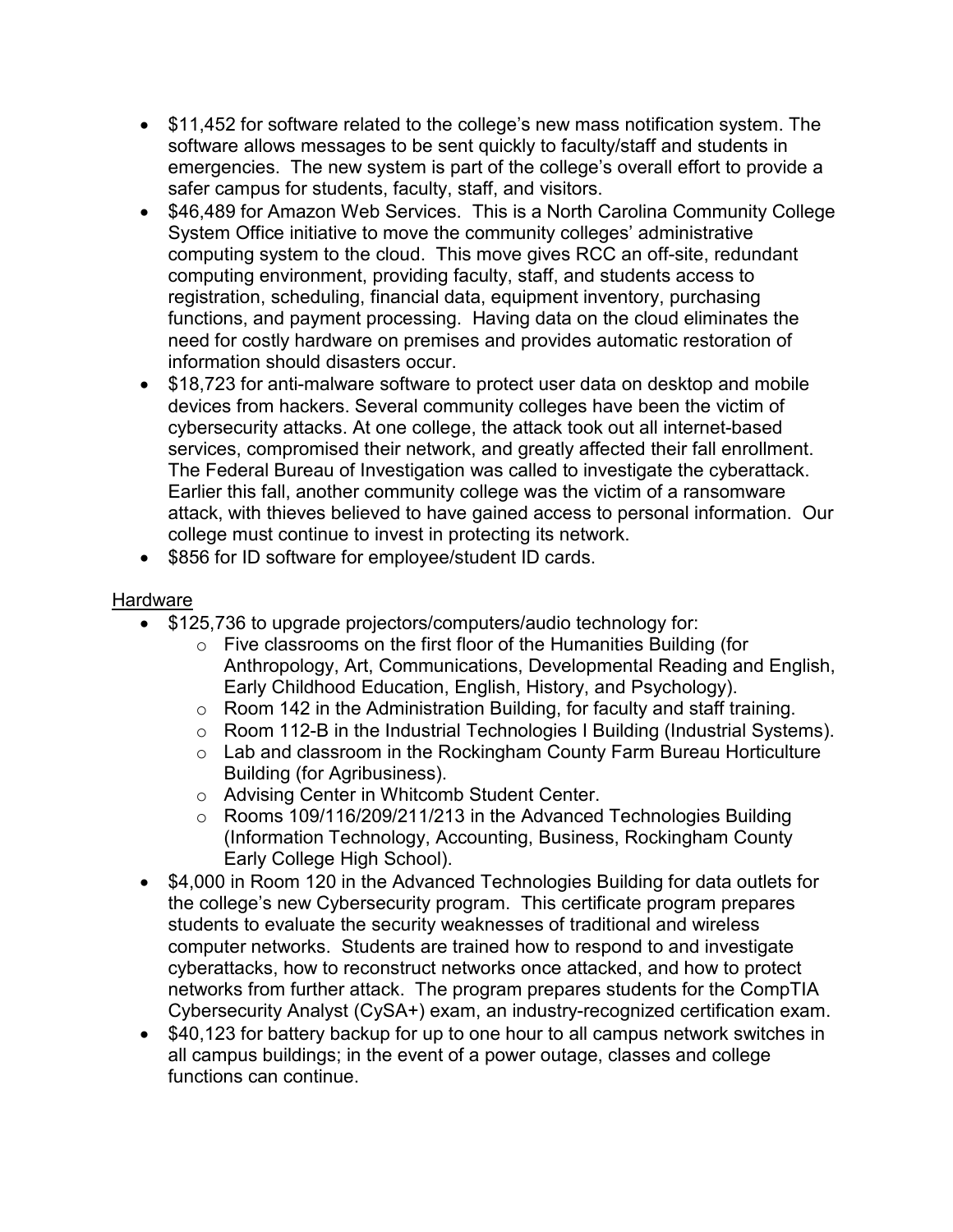- $11,452 for software related to the college's new mass notification system. The software allows messages to be sent quickly to faculty/staff and students in emergencies. The new system is part of the college's overall effort to provide a safer campus for students, faculty, staff, and visitors.
- $46,489 for Amazon Web Services. This is a North Carolina Community College System Office initiative to move the community colleges' administrative computing system to the cloud. This move gives RCC an off-site, redundant computing environment, providing faculty, staff, and students access to registration, scheduling, financial data, equipment inventory, purchasing functions, and payment processing. Having data on the cloud eliminates the need for costly hardware on premises and provides automatic restoration of information should disasters occur.
- $18,723 for anti-malware software to protect user data on desktop and mobile devices from hackers. Several community colleges have been the victim of cybersecurity attacks. At one college, the attack took out all internet-based services, compromised their network, and greatly affected their fall enrollment. The Federal Bureau of Investigation was called to investigate the cyberattack. Earlier this fall, another community college was the victim of a ransomware attack, with thieves believed to have gained access to personal information. Our college must continue to invest in protecting its network.
- $856 for ID software for employee/student ID cards.

<u>Hardware</u>

- $125,736 to upgrade projectors/computers/audio technology for:
    - Five classrooms on the first floor of the Humanities Building (for Anthropology, Art, Communications, Developmental Reading and English, Early Childhood Education, English, History, and Psychology).
    - Room 142 in the Administration Building, for faculty and staff training.
    - Room 112-B in the Industrial Technologies I Building (Industrial Systems).
    - Lab and classroom in the Rockingham County Farm Bureau Horticulture Building (for Agribusiness).
    - Advising Center in Whitcomb Student Center.
    - Rooms 109/116/209/211/213 in the Advanced Technologies Building (Information Technology, Accounting, Business, Rockingham County Early College High School).
- $4,000 in Room 120 in the Advanced Technologies Building for data outlets for the college's new Cybersecurity program. This certificate program prepares students to evaluate the security weaknesses of traditional and wireless computer networks. Students are trained how to respond to and investigate cyberattacks, how to reconstruct networks once attacked, and how to protect networks from further attack. The program prepares students for the CompTIA Cybersecurity Analyst (CySA+) exam, an industry-recognized certification exam.
- $40,123 for battery backup for up to one hour to all campus network switches in all campus buildings; in the event of a power outage, classes and college functions can continue.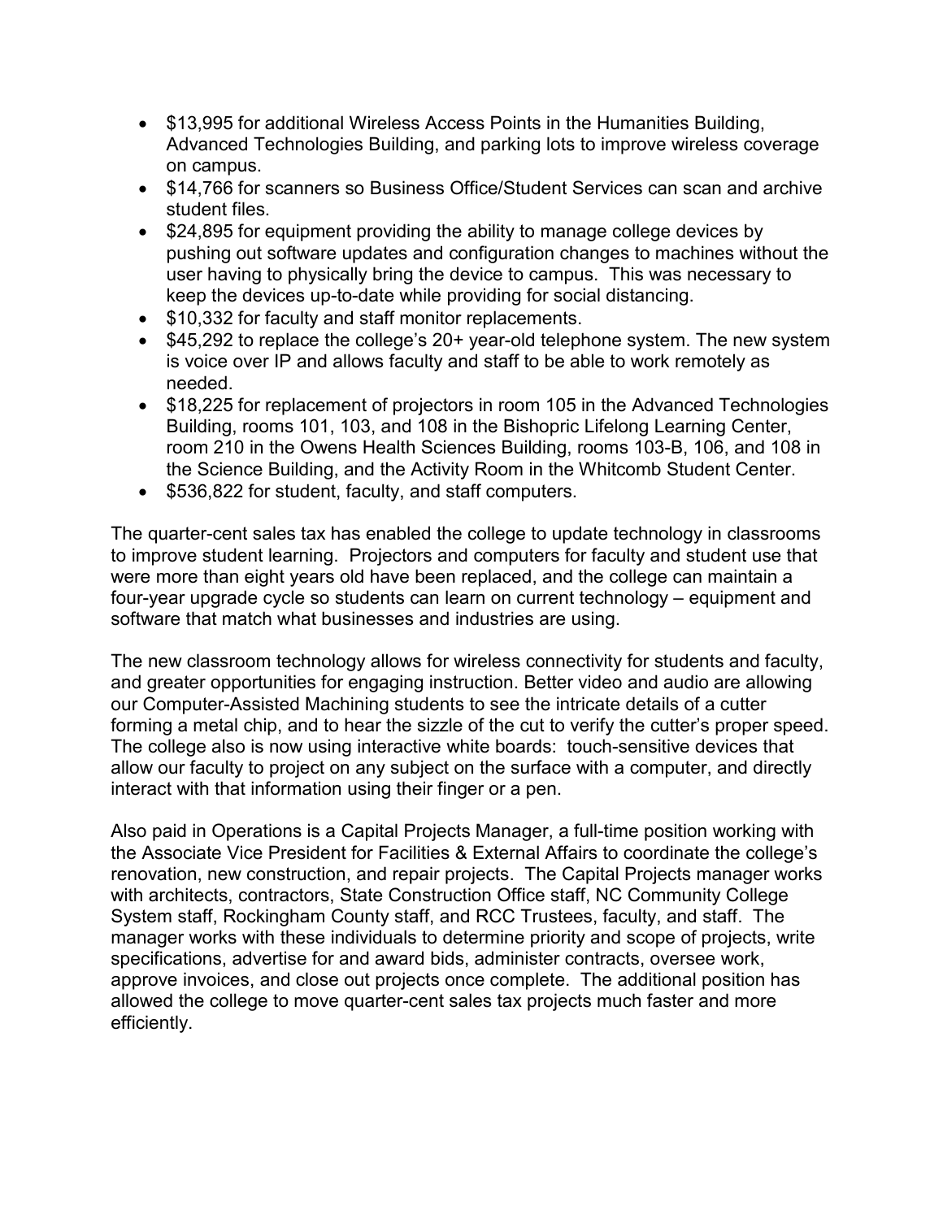- $13,995 for additional Wireless Access Points in the Humanities Building, Advanced Technologies Building, and parking lots to improve wireless coverage on campus.
- $14,766 for scanners so Business Office/Student Services can scan and archive student files.
- $24,895 for equipment providing the ability to manage college devices by pushing out software updates and configuration changes to machines without the user having to physically bring the device to campus. This was necessary to keep the devices up-to-date while providing for social distancing.
- $10,332 for faculty and staff monitor replacements.
- $45,292 to replace the college's 20+ year-old telephone system. The new system is voice over IP and allows faculty and staff to be able to work remotely as needed.
- $18,225 for replacement of projectors in room 105 in the Advanced Technologies Building, rooms 101, 103, and 108 in the Bishopric Lifelong Learning Center, room 210 in the Owens Health Sciences Building, rooms 103-B, 106, and 108 in the Science Building, and the Activity Room in the Whitcomb Student Center.
- $536,822 for student, faculty, and staff computers.

The quarter-cent sales tax has enabled the college to update technology in classrooms to improve student learning. Projectors and computers for faculty and student use that were more than eight years old have been replaced, and the college can maintain a four-year upgrade cycle so students can learn on current technology – equipment and software that match what businesses and industries are using.

The new classroom technology allows for wireless connectivity for students and faculty, and greater opportunities for engaging instruction. Better video and audio are allowing our Computer-Assisted Machining students to see the intricate details of a cutter forming a metal chip, and to hear the sizzle of the cut to verify the cutter's proper speed. The college also is now using interactive white boards: touch-sensitive devices that allow our faculty to project on any subject on the surface with a computer, and directly interact with that information using their finger or a pen.

Also paid in Operations is a Capital Projects Manager, a full-time position working with the Associate Vice President for Facilities & External Affairs to coordinate the college's renovation, new construction, and repair projects. The Capital Projects manager works with architects, contractors, State Construction Office staff, NC Community College System staff, Rockingham County staff, and RCC Trustees, faculty, and staff. The manager works with these individuals to determine priority and scope of projects, write specifications, advertise for and award bids, administer contracts, oversee work, approve invoices, and close out projects once complete. The additional position has allowed the college to move quarter-cent sales tax projects much faster and more efficiently.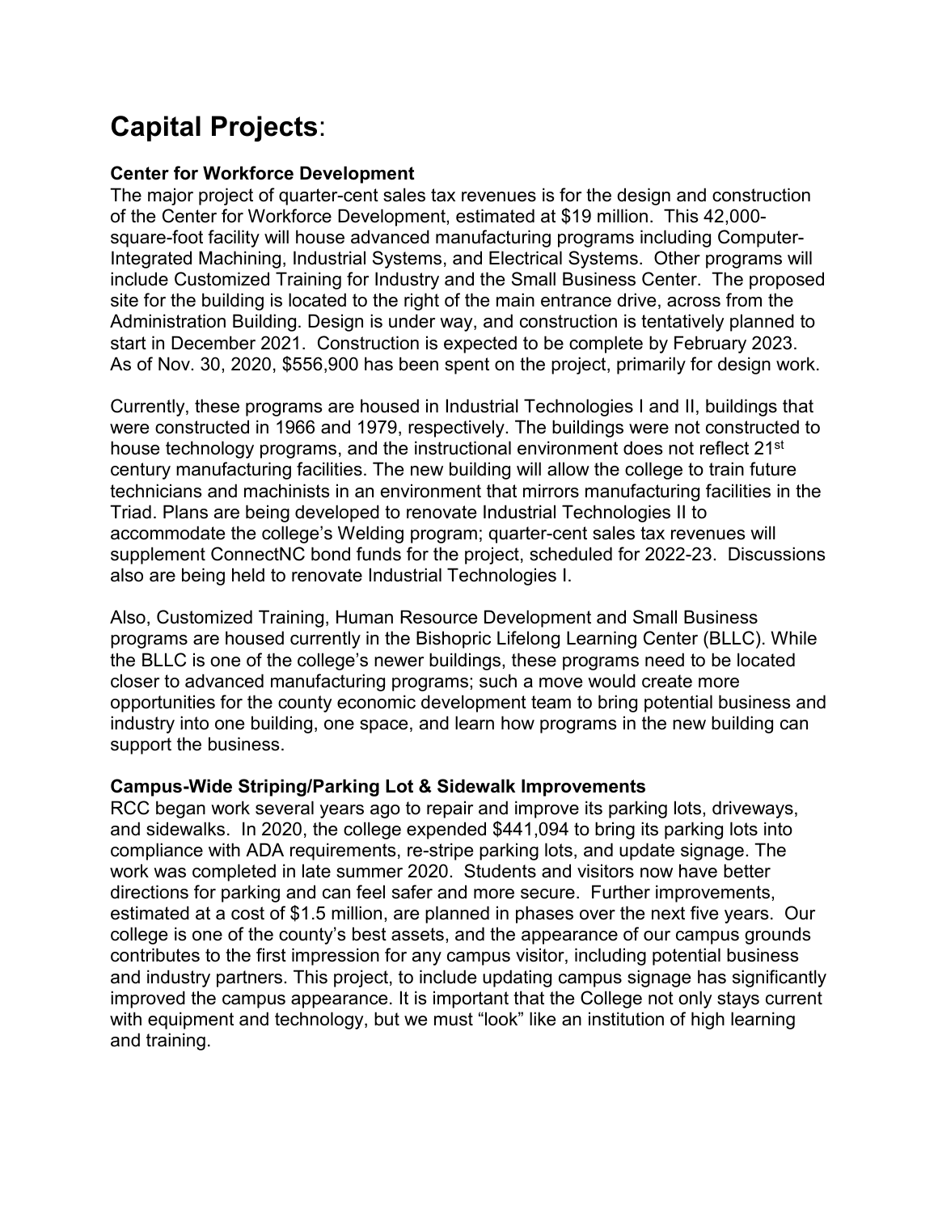# **Capital Projects**:

**Center for Workforce Development**

The major project of quarter-cent sales tax revenues is for the design and construction of the Center for Workforce Development, estimated at $19 million. This 42,000-square-foot facility will house advanced manufacturing programs including Computer-Integrated Machining, Industrial Systems, and Electrical Systems. Other programs will include Customized Training for Industry and the Small Business Center. The proposed site for the building is located to the right of the main entrance drive, across from the Administration Building. Design is under way, and construction is tentatively planned to start in December 2021. Construction is expected to be complete by February 2023. As of Nov. 30, 2020, $556,900 has been spent on the project, primarily for design work.

Currently, these programs are housed in Industrial Technologies I and II, buildings that were constructed in 1966 and 1979, respectively. The buildings were not constructed to house technology programs, and the instructional environment does not reflect 21st century manufacturing facilities. The new building will allow the college to train future technicians and machinists in an environment that mirrors manufacturing facilities in the Triad. Plans are being developed to renovate Industrial Technologies II to accommodate the college's Welding program; quarter-cent sales tax revenues will supplement ConnectNC bond funds for the project, scheduled for 2022-23. Discussions also are being held to renovate Industrial Technologies I.

Also, Customized Training, Human Resource Development and Small Business programs are housed currently in the Bishopric Lifelong Learning Center (BLLC). While the BLLC is one of the college's newer buildings, these programs need to be located closer to advanced manufacturing programs; such a move would create more opportunities for the county economic development team to bring potential business and industry into one building, one space, and learn how programs in the new building can support the business.

**Campus-Wide Striping/Parking Lot & Sidewalk Improvements**

RCC began work several years ago to repair and improve its parking lots, driveways, and sidewalks. In 2020, the college expended $441,094 to bring its parking lots into compliance with ADA requirements, re-stripe parking lots, and update signage. The work was completed in late summer 2020. Students and visitors now have better directions for parking and can feel safer and more secure. Further improvements, estimated at a cost of $1.5 million, are planned in phases over the next five years. Our college is one of the county's best assets, and the appearance of our campus grounds contributes to the first impression for any campus visitor, including potential business and industry partners. This project, to include updating campus signage has significantly improved the campus appearance. It is important that the College not only stays current with equipment and technology, but we must "look" like an institution of high learning and training.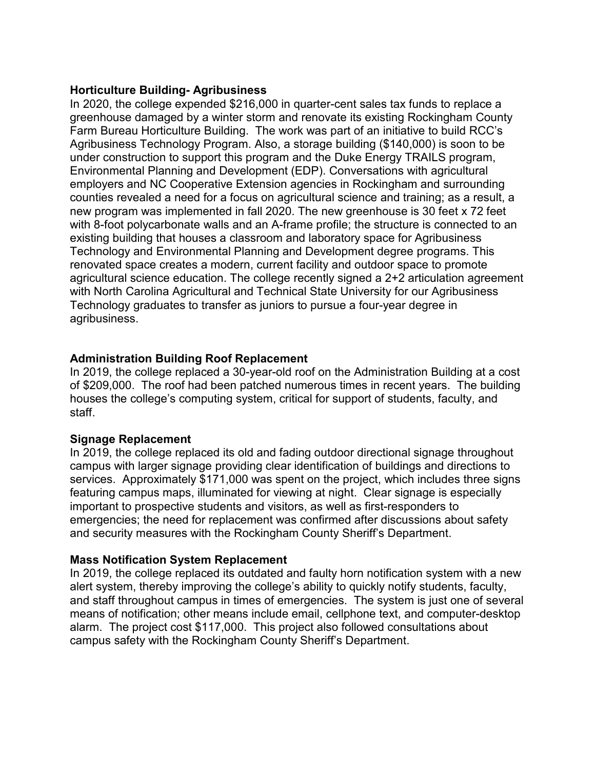**Horticulture Building- Agribusiness**

In 2020, the college expended $216,000 in quarter-cent sales tax funds to replace a greenhouse damaged by a winter storm and renovate its existing Rockingham County Farm Bureau Horticulture Building. The work was part of an initiative to build RCC's Agribusiness Technology Program. Also, a storage building ($140,000) is soon to be under construction to support this program and the Duke Energy TRAILS program, Environmental Planning and Development (EDP). Conversations with agricultural employers and NC Cooperative Extension agencies in Rockingham and surrounding counties revealed a need for a focus on agricultural science and training; as a result, a new program was implemented in fall 2020. The new greenhouse is 30 feet x 72 feet with 8-foot polycarbonate walls and an A-frame profile; the structure is connected to an existing building that houses a classroom and laboratory space for Agribusiness Technology and Environmental Planning and Development degree programs. This renovated space creates a modern, current facility and outdoor space to promote agricultural science education. The college recently signed a 2+2 articulation agreement with North Carolina Agricultural and Technical State University for our Agribusiness Technology graduates to transfer as juniors to pursue a four-year degree in agribusiness.

**Administration Building Roof Replacement**

In 2019, the college replaced a 30-year-old roof on the Administration Building at a cost of $209,000. The roof had been patched numerous times in recent years. The building houses the college's computing system, critical for support of students, faculty, and staff.

**Signage Replacement**

In 2019, the college replaced its old and fading outdoor directional signage throughout campus with larger signage providing clear identification of buildings and directions to services. Approximately $171,000 was spent on the project, which includes three signs featuring campus maps, illuminated for viewing at night. Clear signage is especially important to prospective students and visitors, as well as first-responders to emergencies; the need for replacement was confirmed after discussions about safety and security measures with the Rockingham County Sheriff's Department.

**Mass Notification System Replacement**

In 2019, the college replaced its outdated and faulty horn notification system with a new alert system, thereby improving the college's ability to quickly notify students, faculty, and staff throughout campus in times of emergencies. The system is just one of several means of notification; other means include email, cellphone text, and computer-desktop alarm. The project cost $117,000. This project also followed consultations about campus safety with the Rockingham County Sheriff's Department.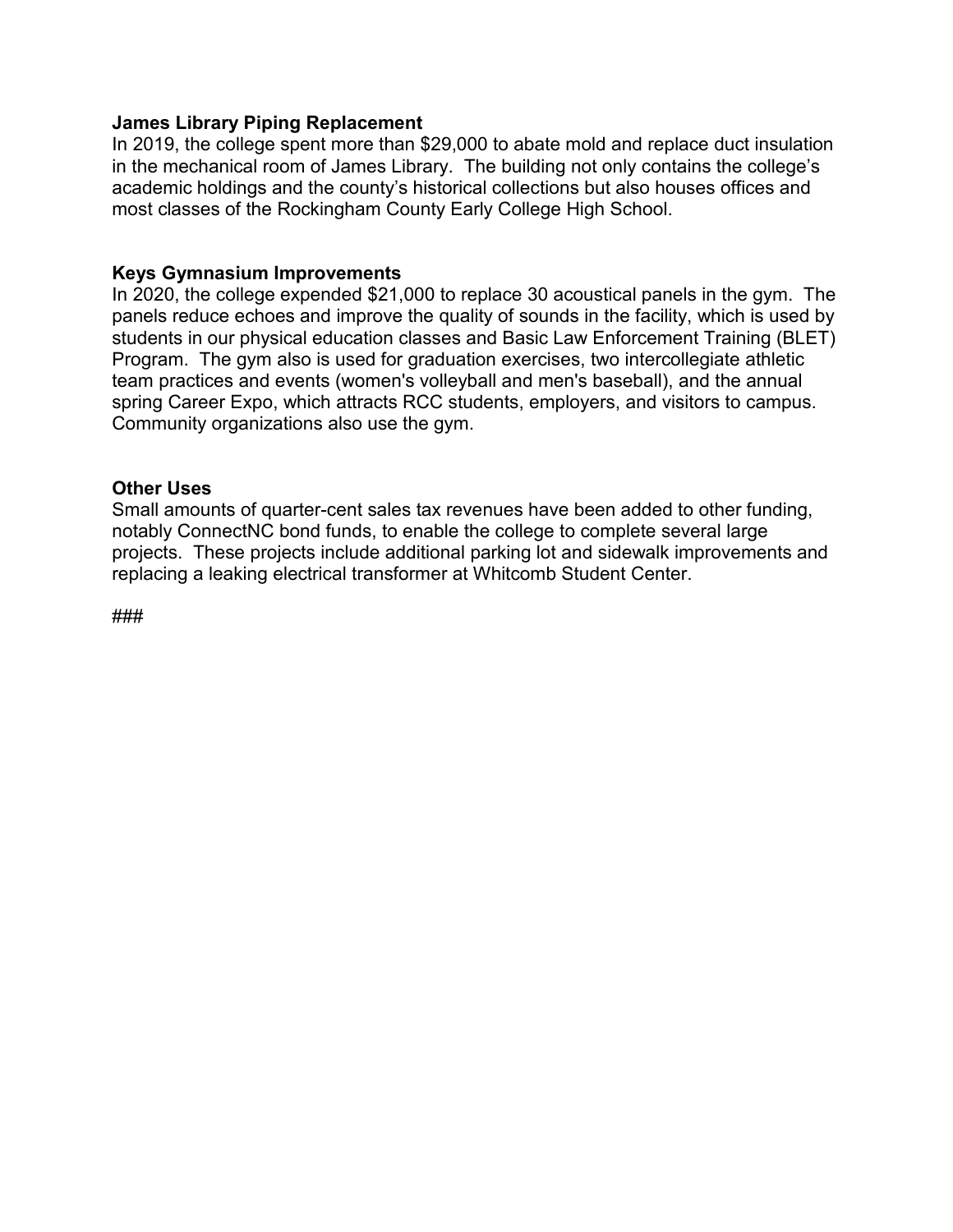**James Library Piping Replacement**

In 2019, the college spent more than $29,000 to abate mold and replace duct insulation in the mechanical room of James Library. The building not only contains the college's academic holdings and the county's historical collections but also houses offices and most classes of the Rockingham County Early College High School.

**Keys Gymnasium Improvements**

In 2020, the college expended $21,000 to replace 30 acoustical panels in the gym. The panels reduce echoes and improve the quality of sounds in the facility, which is used by students in our physical education classes and Basic Law Enforcement Training (BLET) Program. The gym also is used for graduation exercises, two intercollegiate athletic team practices and events (women's volleyball and men's baseball), and the annual spring Career Expo, which attracts RCC students, employers, and visitors to campus. Community organizations also use the gym.

**Other Uses**

Small amounts of quarter-cent sales tax revenues have been added to other funding, notably ConnectNC bond funds, to enable the college to complete several large projects. These projects include additional parking lot and sidewalk improvements and replacing a leaking electrical transformer at Whitcomb Student Center.

###